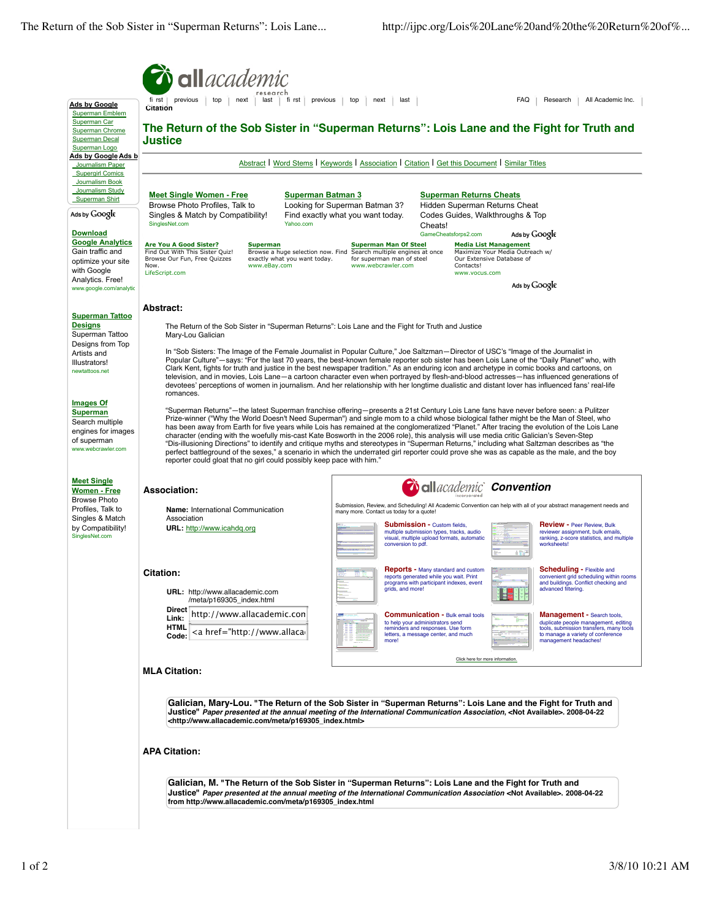# The Return of the Sob Sister in "Superman Returns": Lois Lane and the Fight for Truth and Justice

Abstract | Word Stems | Keywords | Association | Citation | Get this Document | Similar Titles

## Abstract:

The Return of the Sob Sister in "Superman Returns": Lois Lane and the Fight for Truth and Justice
Mary-Lou Galician

In "Sob Sisters: The Image of the Female Journalist in Popular Culture," Joe Saltzman—Director of USC's "Image of the Journalist in Popular Culture"—says: "For the last 70 years, the best-known female reporter sob sister has been Lois Lane of the "Daily Planet" who, with Clark Kent, fights for truth and justice in the best newspaper tradition." As an enduring icon and archetype in comic books and cartoons, on television, and in movies, Lois Lane—a cartoon character even when portrayed by flesh-and-blood actresses—has influenced generations of devotees' perceptions of women in journalism. And her relationship with her longtime dualistic and distant lover has influenced fans' real-life romances.

"Superman Returns"—the latest Superman franchise offering—presents a 21st Century Lois Lane fans have never before seen: a Pulitzer Prize-winner ("Why the World Doesn't Need Superman") and single mom to a child whose biological father might be the Man of Steel, who has been away from Earth for five years while Lois has remained at the conglomeratized "Planet." After tracing the evolution of the Lois Lane character (ending with the woefully mis-cast Kate Bosworth in the 2006 role), this analysis will use media critic Galician's Seven-Step "Dis-illusioning Directions" to identify and critique myths and stereotypes in "Superman Returns," including what Saltzman describes as "the perfect battleground of the sexes," a scenario in which the underrated girl reporter could prove she was as capable as the male, and the boy reporter could gloat that no girl could possibly keep pace with him."

## Association:

**Name:** International Communication Association
**URL:** http://www.icahdq.org

## Citation:

**URL:** http://www.allacademic.com/meta/p169305_index.html

**Direct Link:** http://www.allacademic.con

**HTML Code:** <a href="http://www.allaca

## MLA Citation:

Galician, Mary-Lou. "The Return of the Sob Sister in "Superman Returns": Lois Lane and the Fight for Truth and Justice" *Paper presented at the annual meeting of the International Communication Association*, <Not Available>. 2008-04-22 <http://www.allacademic.com/meta/p169305_index.html>

## APA Citation:

Galician, M. "The Return of the Sob Sister in "Superman Returns": Lois Lane and the Fight for Truth and Justice" *Paper presented at the annual meeting of the International Communication Association* <Not Available>. 2008-04-22 from http://www.allacademic.com/meta/p169305_index.html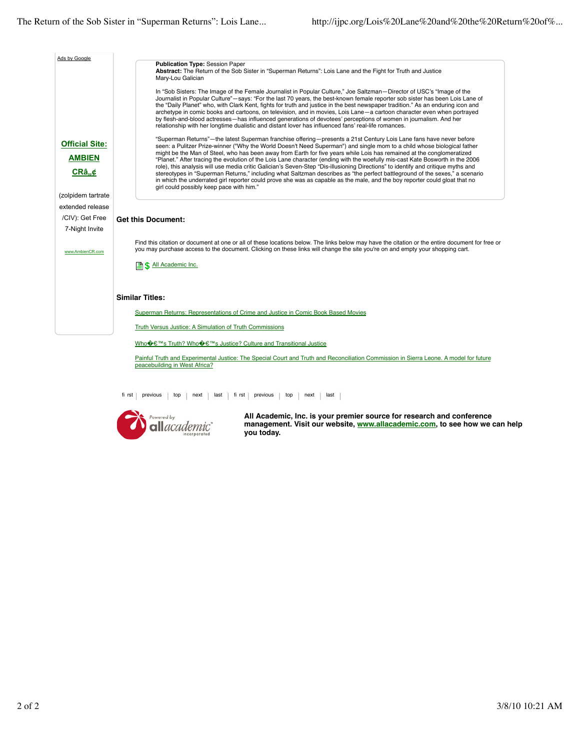Ads by Google

**Official Site: AMBIEN CRâ„¢**

(zolpidem tartrate extended release /CIV): Get Free 7-Night Invite

www.AmbienCR.com

**Publication Type:** Session Paper
**Abstract:** The Return of the Sob Sister in "Superman Returns": Lois Lane and the Fight for Truth and Justice
Mary-Lou Galician

In "Sob Sisters: The Image of the Female Journalist in Popular Culture," Joe Saltzman—Director of USC's "Image of the Journalist in Popular Culture"—says: "For the last 70 years, the best-known female reporter sob sister has been Lois Lane of the "Daily Planet" who, with Clark Kent, fights for truth and justice in the best newspaper tradition." As an enduring icon and archetype in comic books and cartoons, on television, and in movies, Lois Lane—a cartoon character even when portrayed by flesh-and-blood actresses—has influenced generations of devotees' perceptions of women in journalism. And her relationship with her longtime dualistic and distant lover has influenced fans' real-life romances.

"Superman Returns"—the latest Superman franchise offering—presents a 21st Century Lois Lane fans have never before seen: a Pulitzer Prize-winner ("Why the World Doesn't Need Superman") and single mom to a child whose biological father might be the Man of Steel, who has been away from Earth for five years while Lois has remained at the conglomeratized "Planet." After tracing the evolution of the Lois Lane character (ending with the woefully mis-cast Kate Bosworth in the 2006 role), this analysis will use media critic Galician's Seven-Step "Dis-illusioning Directions" to identify and critique myths and stereotypes in "Superman Returns," including what Saltzman describes as "the perfect battleground of the sexes," a scenario in which the underrated girl reporter could prove she was as capable as the male, and the boy reporter could gloat that no girl could possibly keep pace with him."

## Get this Document:

Find this citation or document at one or all of these locations below. The links below may have the citation or the entire document for free or you may purchase access to the document. Clicking on these links will change the site you're on and empty your shopping cart.

$ All Academic Inc.

## Similar Titles:

Superman Returns: Representations of Crime and Justice in Comic Book Based Movies

Truth Versus Justice: A Simulation of Truth Commissions

Who�€™s Truth? Who�€™s Justice? Culture and Transitional Justice

Painful Truth and Experimental Justice: The Special Court and Truth and Reconciliation Commission in Sierra Leone. A model for future peacebuilding in West Africa?

fi rst | previous | top | next | last | fi rst | previous | top | next | last |

Powered by allacademic incorporated

**All Academic, Inc. is your premier source for research and conference management. Visit our website, www.allacademic.com, to see how we can help you today.**